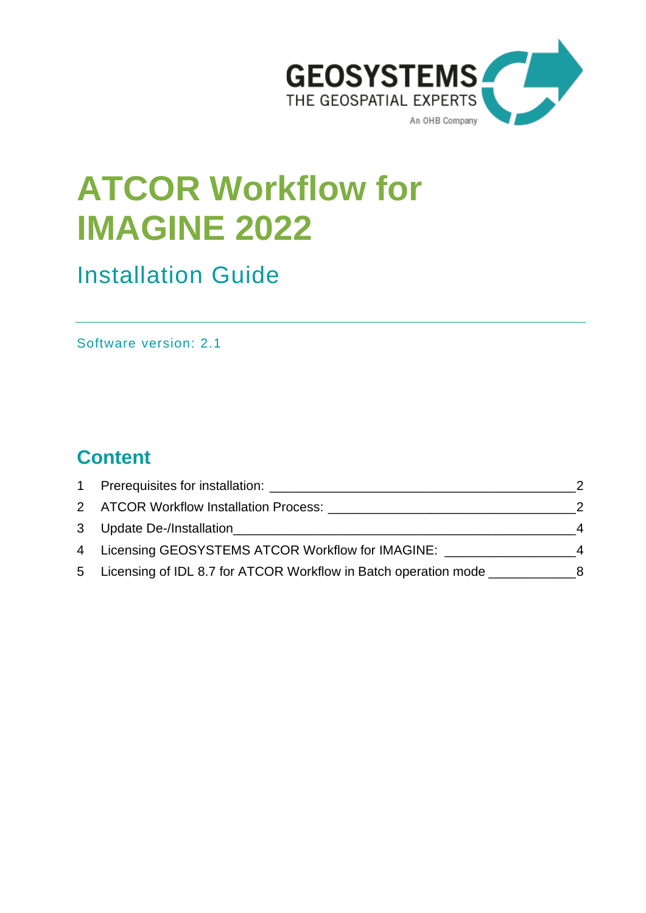GEOSYSTEMS
THE GEOSPATIAL EXPERTS
An OHB Company

# ATCOR Workflow for IMAGINE 2022

## Installation Guide

Software version: 2.1

## Content

1 Prerequisites for installation: ____________________________________________2
2 ATCOR Workflow Installation Process: _______________________________2
3 Update De-/Installation_________________________________________4
4 Licensing GEOSYSTEMS ATCOR Workflow for IMAGINE: _________________4
5 Licensing of IDL 8.7 for ATCOR Workflow in Batch operation mode ___________8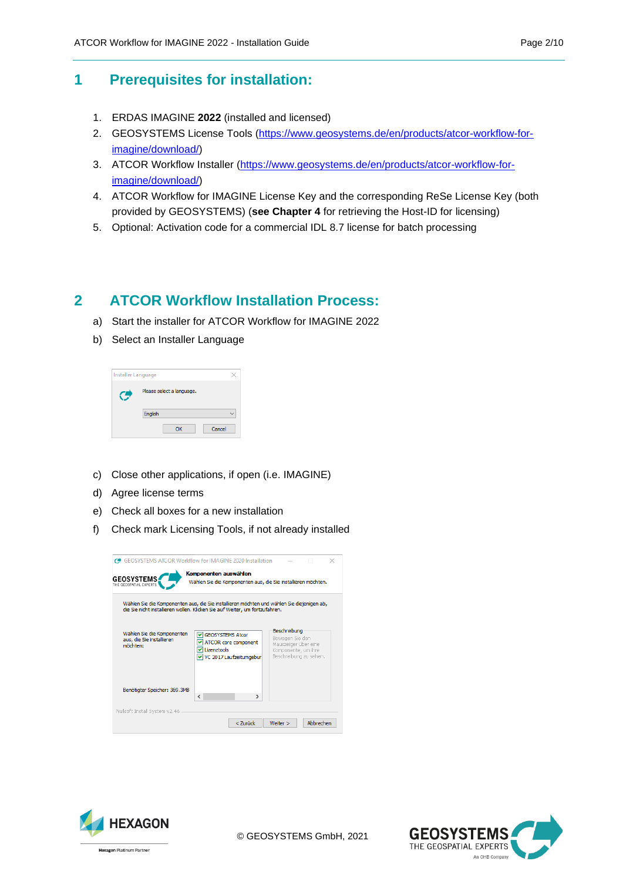# 1 Prerequisites for installation:

1. ERDAS IMAGINE **2022** (installed and licensed)
2. GEOSYSTEMS License Tools (https://www.geosystems.de/en/products/atcor-workflow-for-imagine/download/)
3. ATCOR Workflow Installer (https://www.geosystems.de/en/products/atcor-workflow-for-imagine/download/)
4. ATCOR Workflow for IMAGINE License Key and the corresponding ReSe License Key (both provided by GEOSYSTEMS) (**see Chapter 4** for retrieving the Host-ID for licensing)
5. Optional: Activation code for a commercial IDL 8.7 license for batch processing

# 2 ATCOR Workflow Installation Process:

a) Start the installer for ATCOR Workflow for IMAGINE 2022

b) Select an Installer Language

c) Close other applications, if open (i.e. IMAGINE)

d) Agree license terms

e) Check all boxes for a new installation

f) Check mark Licensing Tools, if not already installed

© GEOSYSTEMS GmbH, 2021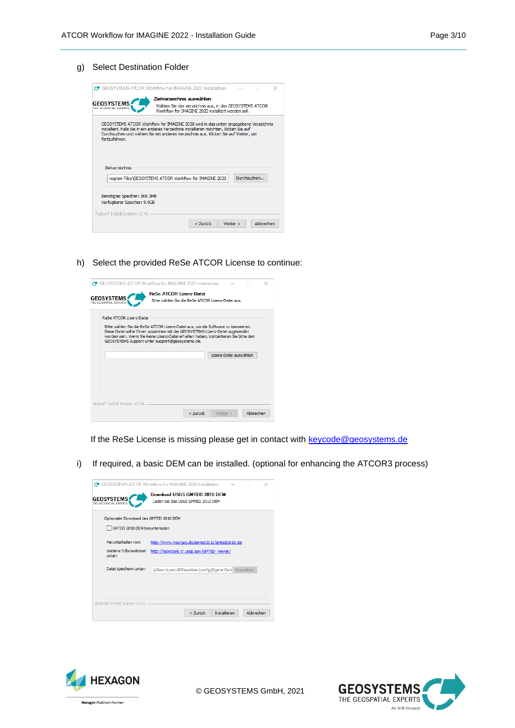g) Select Destination Folder

h) Select the provided ReSe ATCOR License to continue:

If the ReSe License is missing please get in contact with keycode@geosystems.de

i) If required, a basic DEM can be installed. (optional for enhancing the ATCOR3 process)

© GEOSYSTEMS GmbH, 2021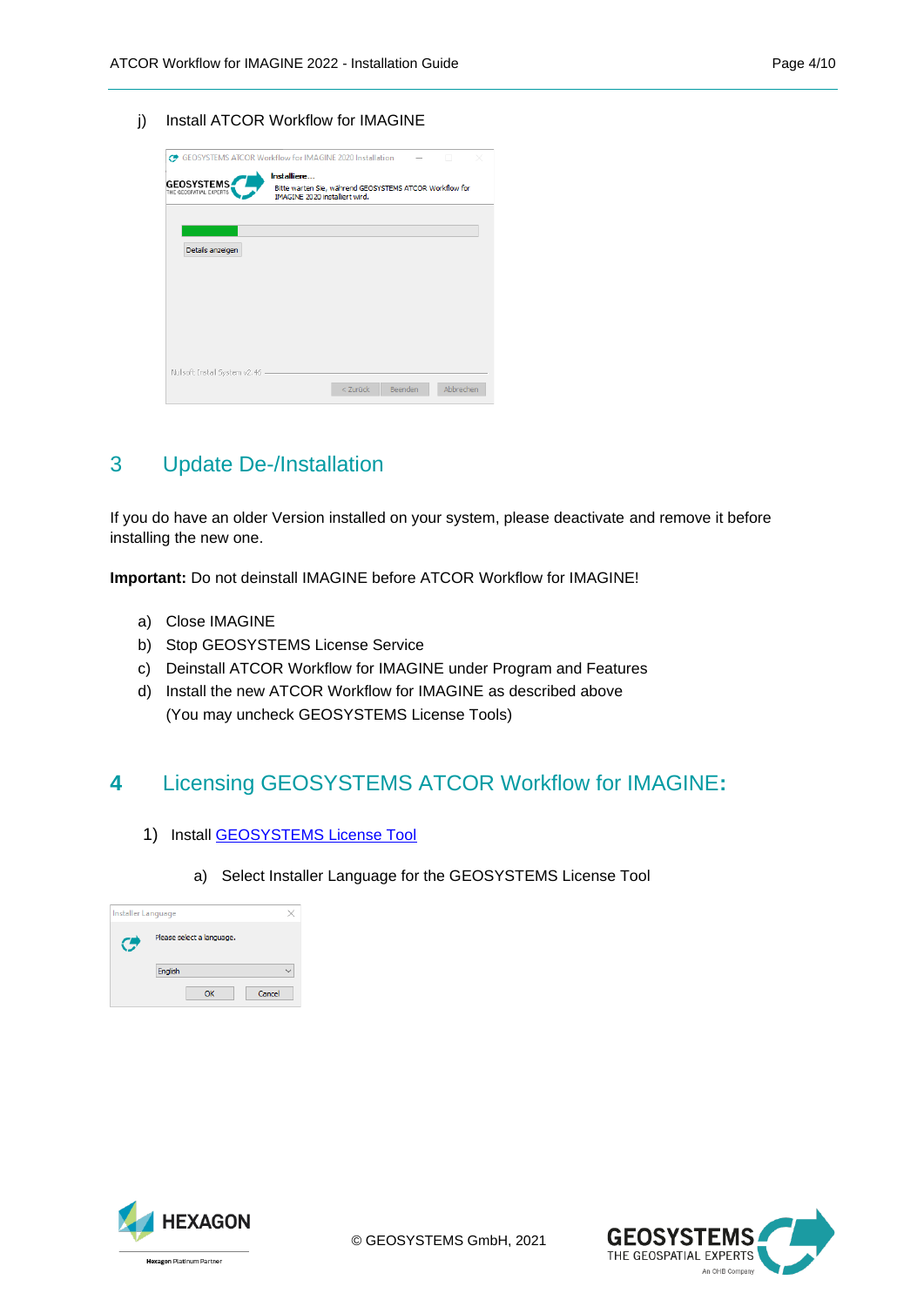j) Install ATCOR Workflow for IMAGINE

## 3 Update De-/Installation

If you do have an older Version installed on your system, please deactivate and remove it before installing the new one.

**Important:** Do not deinstall IMAGINE before ATCOR Workflow for IMAGINE!

a) Close IMAGINE
b) Stop GEOSYSTEMS License Service
c) Deinstall ATCOR Workflow for IMAGINE under Program and Features
d) Install the new ATCOR Workflow for IMAGINE as described above
   (You may uncheck GEOSYSTEMS License Tools)

## 4 Licensing GEOSYSTEMS ATCOR Workflow for IMAGINE:

1) Install GEOSYSTEMS License Tool

   a) Select Installer Language for the GEOSYSTEMS License Tool

© GEOSYSTEMS GmbH, 2021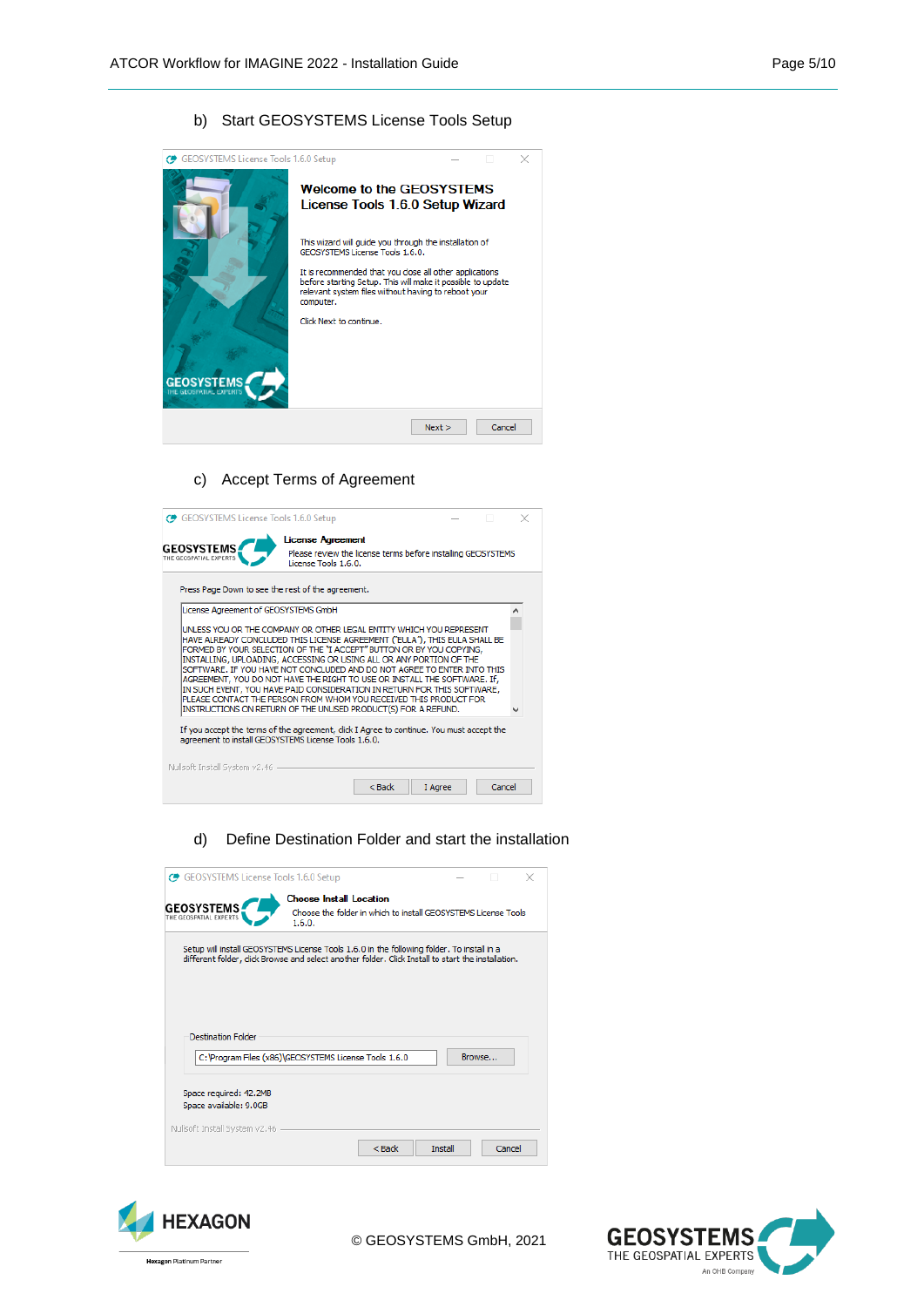b) Start GEOSYSTEMS License Tools Setup

c) Accept Terms of Agreement

d) Define Destination Folder and start the installation

© GEOSYSTEMS GmbH, 2021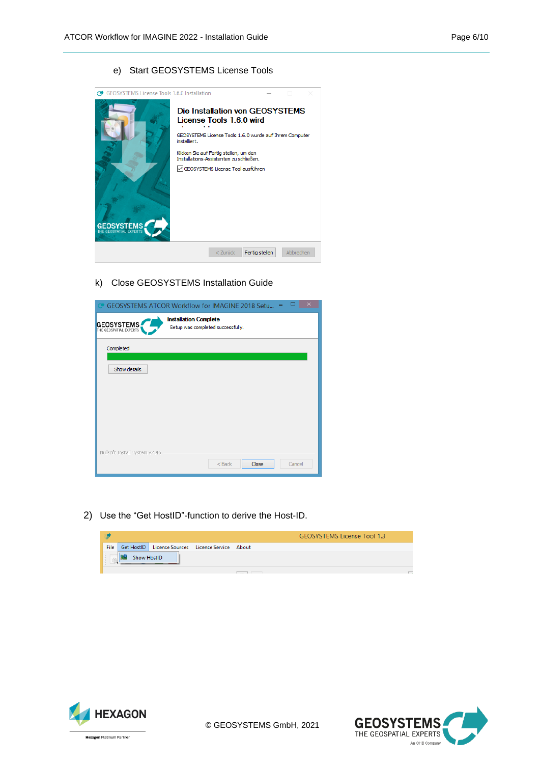e) Start GEOSYSTEMS License Tools

k) Close GEOSYSTEMS Installation Guide

2) Use the “Get HostID”-function to derive the Host-ID.

© GEOSYSTEMS GmbH, 2021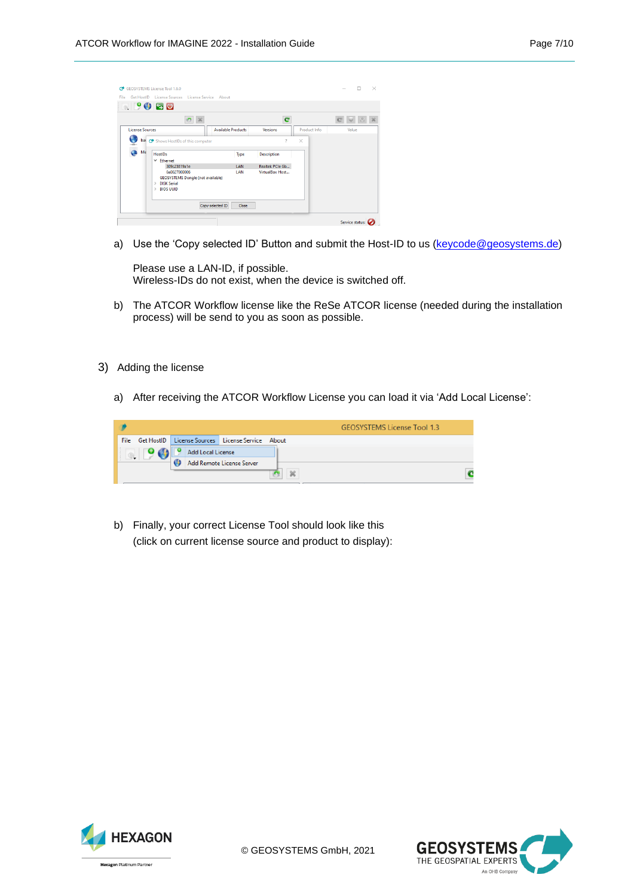a) Use the 'Copy selected ID' Button and submit the Host-ID to us (keycode@geosystems.de)

   Please use a LAN-ID, if possible.
   Wireless-IDs do not exist, when the device is switched off.

b) The ATCOR Workflow license like the ReSe ATCOR license (needed during the installation process) will be send to you as soon as possible.

3) Adding the license

a) After receiving the ATCOR Workflow License you can load it via 'Add Local License':

b) Finally, your correct License Tool should look like this
   (click on current license source and product to display):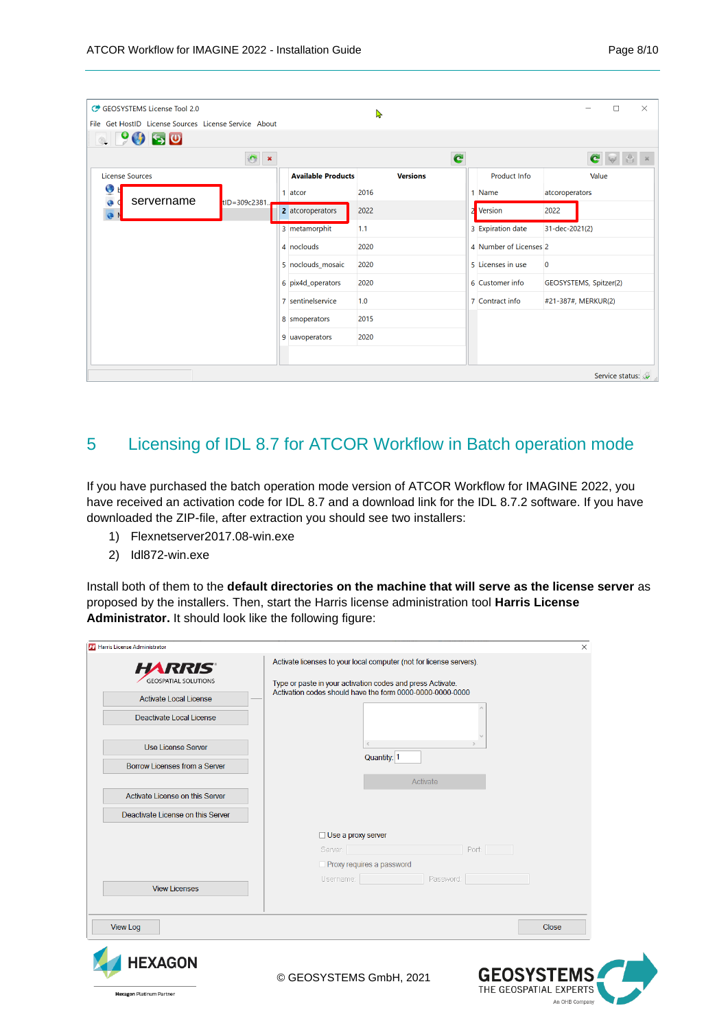## 5 Licensing of IDL 8.7 for ATCOR Workflow in Batch operation mode

If you have purchased the batch operation mode version of ATCOR Workflow for IMAGINE 2022, you have received an activation code for IDL 8.7 and a download link for the IDL 8.7.2 software. If you have downloaded the ZIP-file, after extraction you should see two installers:

1) Flexnetserver2017.08-win.exe
2) Idl872-win.exe

Install both of them to the **default directories on the machine that will serve as the license server** as proposed by the installers. Then, start the Harris license administration tool **Harris License Administrator.** It should look like the following figure:

© GEOSYSTEMS GmbH, 2021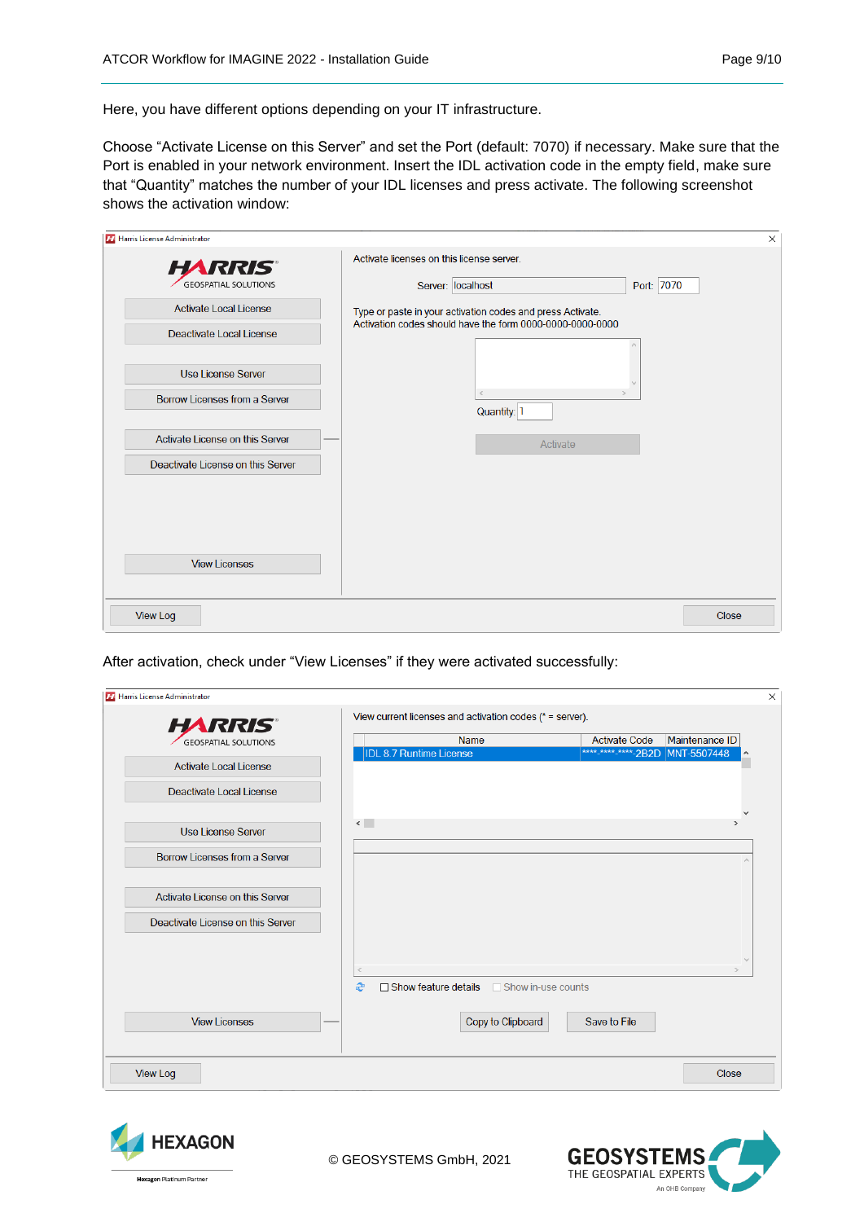Here, you have different options depending on your IT infrastructure.

Choose “Activate License on this Server” and set the Port (default: 7070) if necessary. Make sure that the Port is enabled in your network environment. Insert the IDL activation code in the empty field, make sure that “Quantity” matches the number of your IDL licenses and press activate. The following screenshot shows the activation window:

After activation, check under “View Licenses” if they were activated successfully: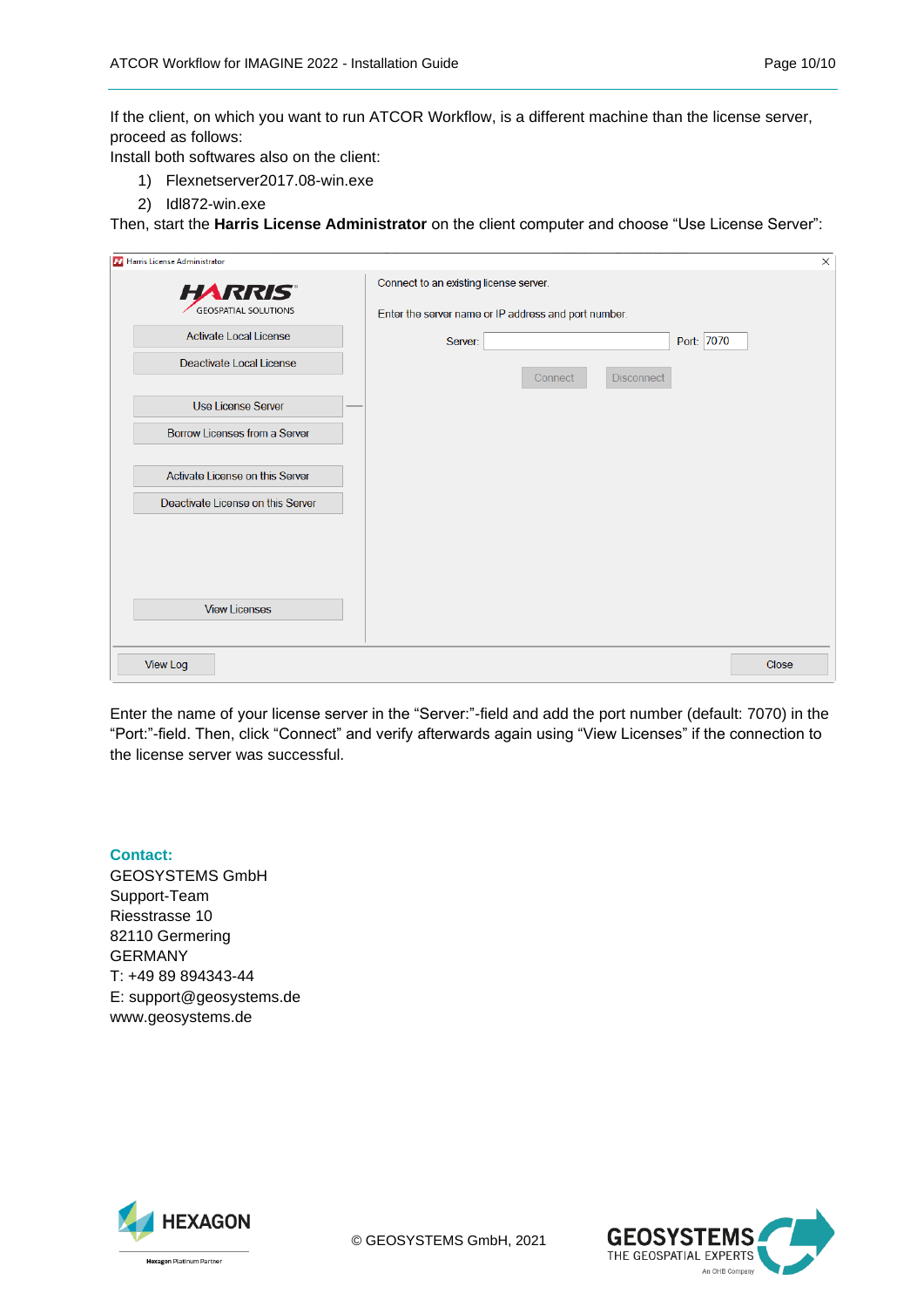If the client, on which you want to run ATCOR Workflow, is a different machine than the license server, proceed as follows:
Install both softwares also on the client:

1) Flexnetserver2017.08-win.exe
2) Idl872-win.exe

Then, start the **Harris License Administrator** on the client computer and choose “Use License Server”:

Enter the name of your license server in the “Server:”-field and add the port number (default: 7070) in the “Port:”-field. Then, click “Connect” and verify afterwards again using “View Licenses” if the connection to the license server was successful.

**Contact:**
GEOSYSTEMS GmbH
Support-Team
Riesstrasse 10
82110 Germering
GERMANY
T: +49 89 894343-44
E: support@geosystems.de
www.geosystems.de

© GEOSYSTEMS GmbH, 2021